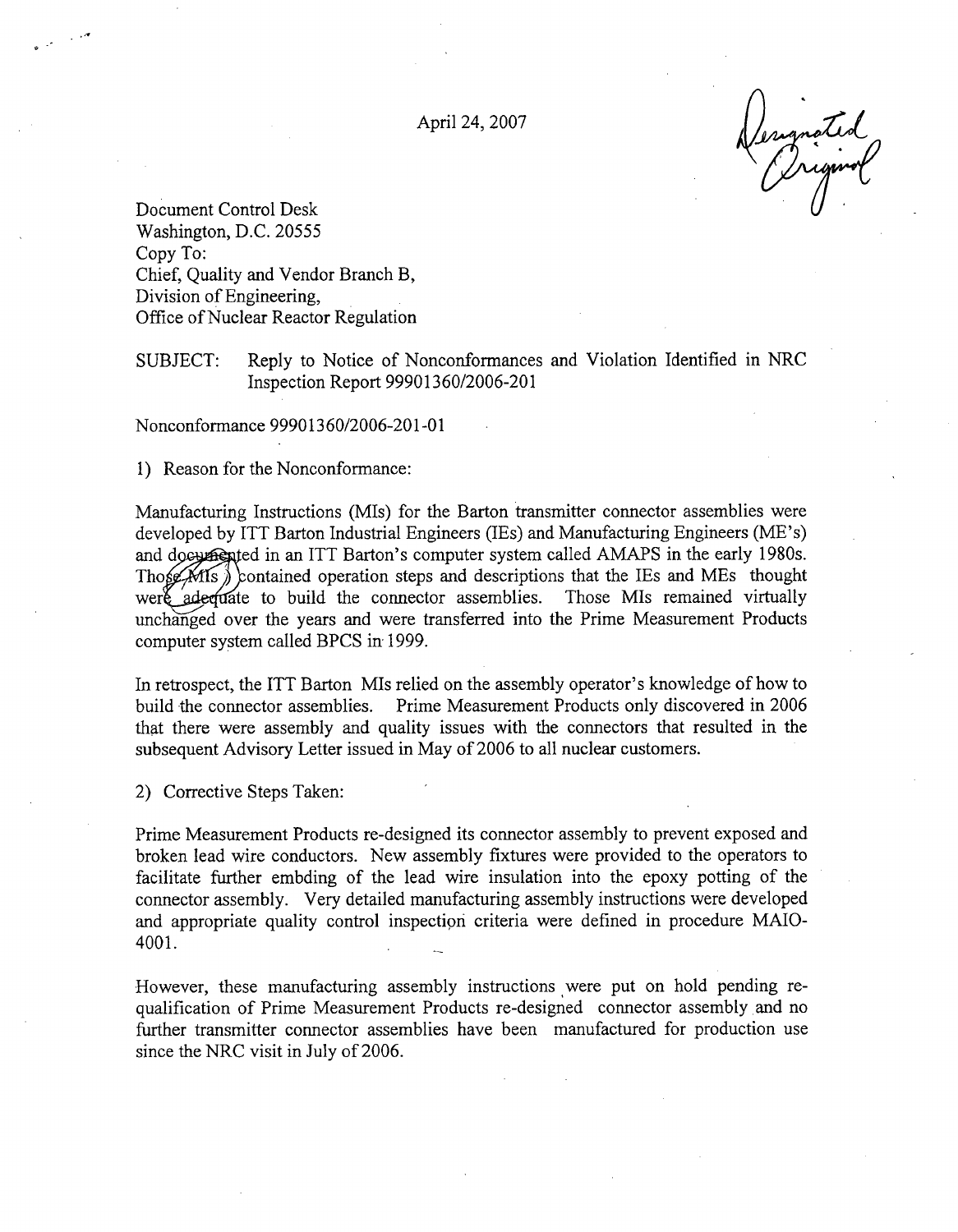April 24, 2007

*Designated Original*

Document Control Desk
Washington, D.C. 20555
Copy To:
Chief, Quality and Vendor Branch B,
Division of Engineering,
Office of Nuclear Reactor Regulation

SUBJECT: Reply to Notice of Nonconformances and Violation Identified in NRC Inspection Report 99901360/2006-201

Nonconformance 99901360/2006-201-01

1) Reason for the Nonconformance:

Manufacturing Instructions (MIs) for the Barton transmitter connector assemblies were developed by ITT Barton Industrial Engineers (IEs) and Manufacturing Engineers (ME's) and documented in an ITT Barton's computer system called AMAPS in the early 1980s. Those MIs contained operation steps and descriptions that the IEs and MEs thought were adequate to build the connector assemblies. Those MIs remained virtually unchanged over the years and were transferred into the Prime Measurement Products computer system called BPCS in 1999.

In retrospect, the ITT Barton MIs relied on the assembly operator's knowledge of how to build the connector assemblies. Prime Measurement Products only discovered in 2006 that there were assembly and quality issues with the connectors that resulted in the subsequent Advisory Letter issued in May of 2006 to all nuclear customers.

2) Corrective Steps Taken:

Prime Measurement Products re-designed its connector assembly to prevent exposed and broken lead wire conductors. New assembly fixtures were provided to the operators to facilitate further embding of the lead wire insulation into the epoxy potting of the connector assembly. Very detailed manufacturing assembly instructions were developed and appropriate quality control inspection criteria were defined in procedure MAIO-4001.

However, these manufacturing assembly instructions were put on hold pending re-qualification of Prime Measurement Products re-designed connector assembly and no further transmitter connector assemblies have been manufactured for production use since the NRC visit in July of 2006.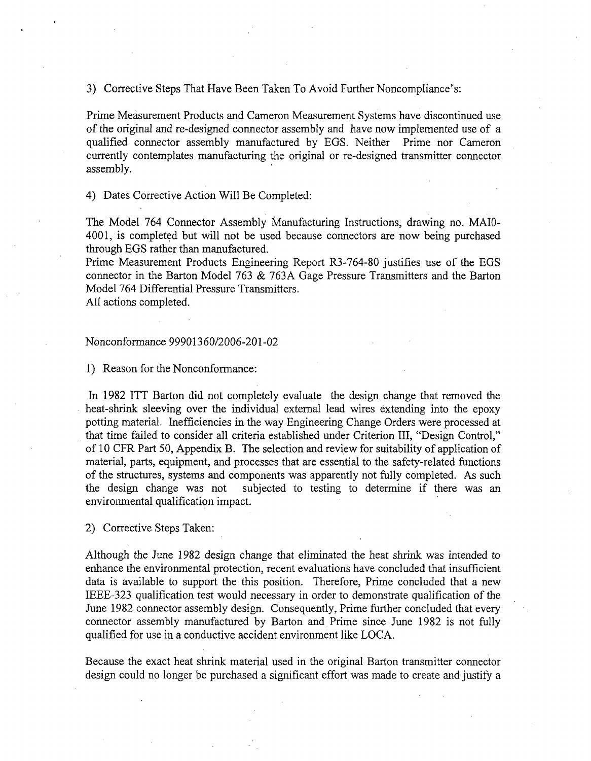3) Corrective Steps That Have Been Taken To Avoid Further Noncompliance's:

Prime Measurement Products and Cameron Measurement Systems have discontinued use of the original and re-designed connector assembly and have now implemented use of a qualified connector assembly manufactured by EGS. Neither Prime nor Cameron currently contemplates manufacturing the original or re-designed transmitter connector assembly.

4) Dates Corrective Action Will Be Completed:

The Model 764 Connector Assembly Manufacturing Instructions, drawing no. MAI0-4001, is completed but will not be used because connectors are now being purchased through EGS rather than manufactured.
Prime Measurement Products Engineering Report R3-764-80 justifies use of the EGS connector in the Barton Model 763 & 763A Gage Pressure Transmitters and the Barton Model 764 Differential Pressure Transmitters.
All actions completed.

Nonconformance 99901360/2006-201-02

1) Reason for the Nonconformance:

In 1982 ITT Barton did not completely evaluate the design change that removed the heat-shrink sleeving over the individual external lead wires extending into the epoxy potting material. Inefficiencies in the way Engineering Change Orders were processed at that time failed to consider all criteria established under Criterion III, "Design Control," of 10 CFR Part 50, Appendix B. The selection and review for suitability of application of material, parts, equipment, and processes that are essential to the safety-related functions of the structures, systems and components was apparently not fully completed. As such the design change was not subjected to testing to determine if there was an environmental qualification impact.

2) Corrective Steps Taken:

Although the June 1982 design change that eliminated the heat shrink was intended to enhance the environmental protection, recent evaluations have concluded that insufficient data is available to support the this position. Therefore, Prime concluded that a new IEEE-323 qualification test would necessary in order to demonstrate qualification of the June 1982 connector assembly design. Consequently, Prime further concluded that every connector assembly manufactured by Barton and Prime since June 1982 is not fully qualified for use in a conductive accident environment like LOCA.

Because the exact heat shrink material used in the original Barton transmitter connector design could no longer be purchased a significant effort was made to create and justify a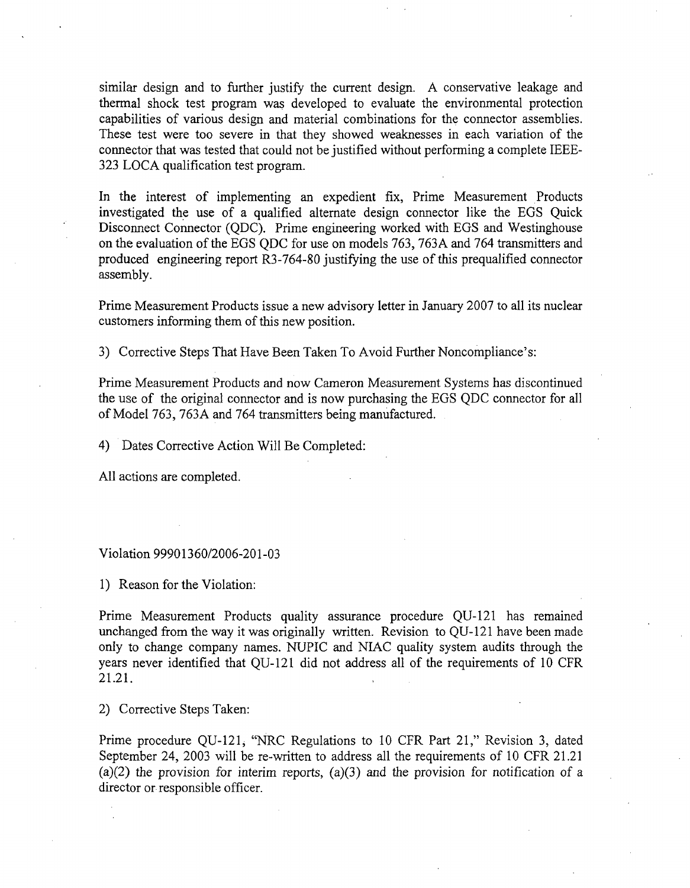similar design and to further justify the current design. A conservative leakage and thermal shock test program was developed to evaluate the environmental protection capabilities of various design and material combinations for the connector assemblies. These test were too severe in that they showed weaknesses in each variation of the connector that was tested that could not be justified without performing a complete IEEE-323 LOCA qualification test program.

In the interest of implementing an expedient fix, Prime Measurement Products investigated the use of a qualified alternate design connector like the EGS Quick Disconnect Connector (QDC). Prime engineering worked with EGS and Westinghouse on the evaluation of the EGS QDC for use on models 763, 763A and 764 transmitters and produced engineering report R3-764-80 justifying the use of this prequalified connector assembly.

Prime Measurement Products issue a new advisory letter in January 2007 to all its nuclear customers informing them of this new position.

3) Corrective Steps That Have Been Taken To Avoid Further Noncompliance's:

Prime Measurement Products and now Cameron Measurement Systems has discontinued the use of the original connector and is now purchasing the EGS QDC connector for all of Model 763, 763A and 764 transmitters being manufactured.

4) Dates Corrective Action Will Be Completed:

All actions are completed.

Violation 99901360/2006-201-03

1) Reason for the Violation:

Prime Measurement Products quality assurance procedure QU-121 has remained unchanged from the way it was originally written. Revision to QU-121 have been made only to change company names. NUPIC and NIAC quality system audits through the years never identified that QU-121 did not address all of the requirements of 10 CFR 21.21.

2) Corrective Steps Taken:

Prime procedure QU-121, "NRC Regulations to 10 CFR Part 21," Revision 3, dated September 24, 2003 will be re-written to address all the requirements of 10 CFR 21.21 (a)(2) the provision for interim reports, (a)(3) and the provision for notification of a director or responsible officer.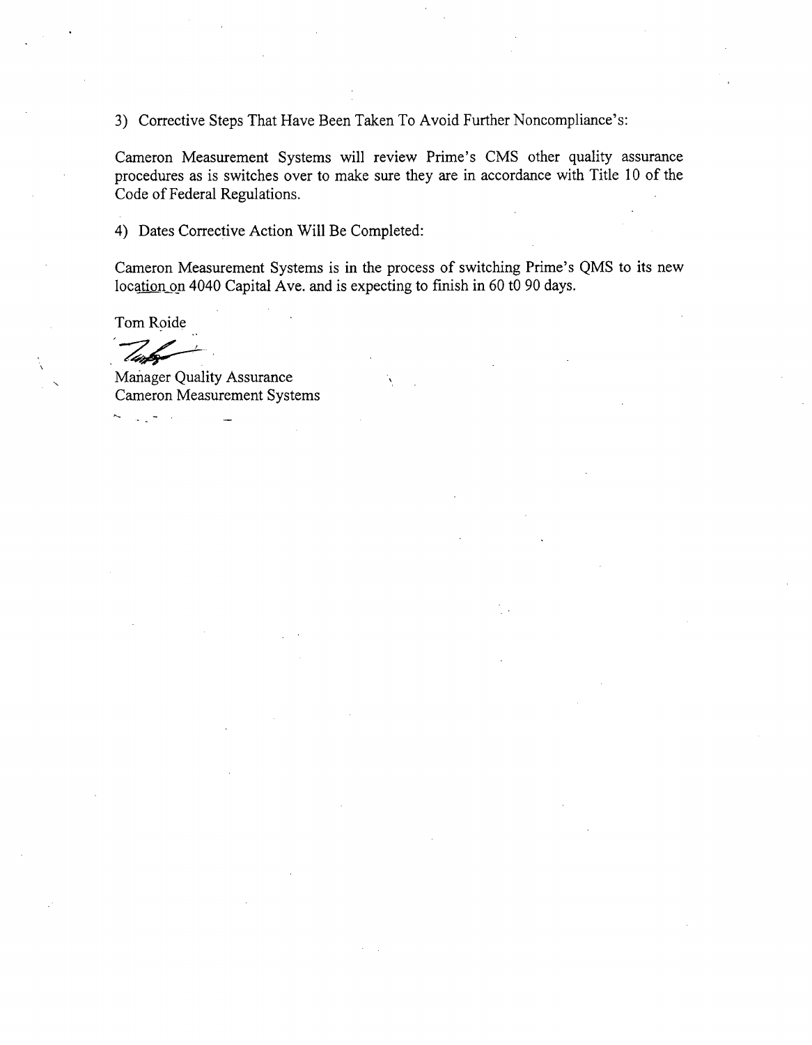3) Corrective Steps That Have Been Taken To Avoid Further Noncompliance's:

Cameron Measurement Systems will review Prime's CMS other quality assurance procedures as is switches over to make sure they are in accordance with Title 10 of the Code of Federal Regulations.

4) Dates Corrective Action Will Be Completed:

Cameron Measurement Systems is in the process of switching Prime's QMS to its new location on 4040 Capital Ave. and is expecting to finish in 60 t0 90 days.

Tom Roide

Manager Quality Assurance
Cameron Measurement Systems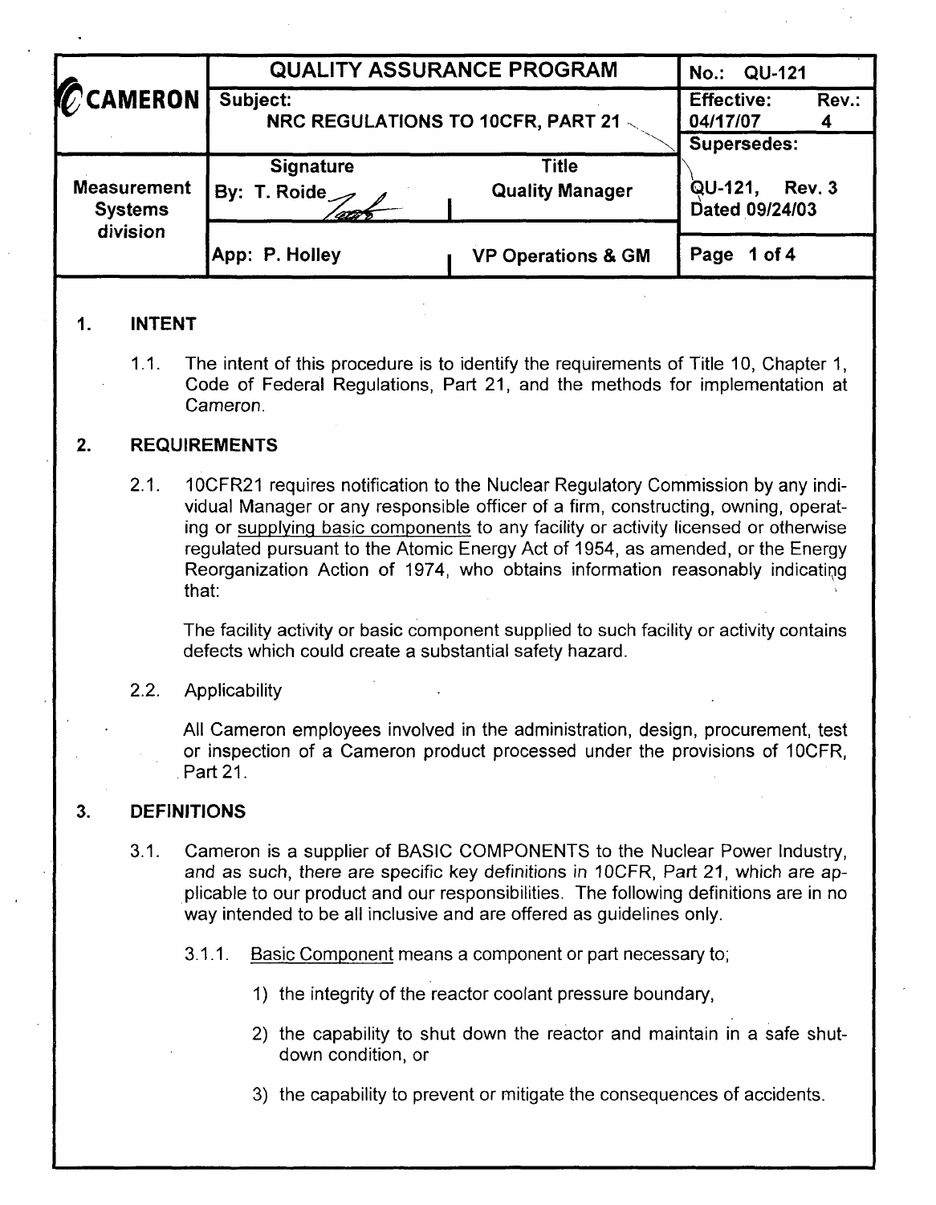| CAMERON | QUALITY ASSURANCE PROGRAM | | No.: QU-121 |
|---|---|---|---|
| | Subject: NRC REGULATIONS TO 10CFR, PART 21 | | Effective: 04/17/07 Rev.: 4 |
| Measurement Systems division | Signature | Title | Supersedes: |
| | By: T. Roide | Quality Manager | QU-121, Rev. 3 Dated 09/24/03 |
| | App: P. Holley | VP Operations & GM | |

## 1. INTENT

1.1. The intent of this procedure is to identify the requirements of Title 10, Chapter 1, Code of Federal Regulations, Part 21, and the methods for implementation at Cameron.

## 2. REQUIREMENTS

2.1. 10CFR21 requires notification to the Nuclear Regulatory Commission by any individual Manager or any responsible officer of a firm, constructing, owning, operating or supplying basic components to any facility or activity licensed or otherwise regulated pursuant to the Atomic Energy Act of 1954, as amended, or the Energy Reorganization Action of 1974, who obtains information reasonably indicating that:

The facility activity or basic component supplied to such facility or activity contains defects which could create a substantial safety hazard.

2.2. Applicability

All Cameron employees involved in the administration, design, procurement, test or inspection of a Cameron product processed under the provisions of 10CFR, Part 21.

## 3. DEFINITIONS

3.1. Cameron is a supplier of BASIC COMPONENTS to the Nuclear Power Industry, *and as such, there are specific key definitions in* 10CFR, Part 21, which are applicable to our product and our responsibilities. The following definitions are in no way intended to be all inclusive and are offered as guidelines only.

3.1.1. Basic Component means a component or part necessary to;

1) the integrity of the reactor coolant pressure boundary,

2) the capability to shut down the reactor and maintain in a safe shutdown condition, or

3) the capability to prevent or mitigate the consequences of accidents.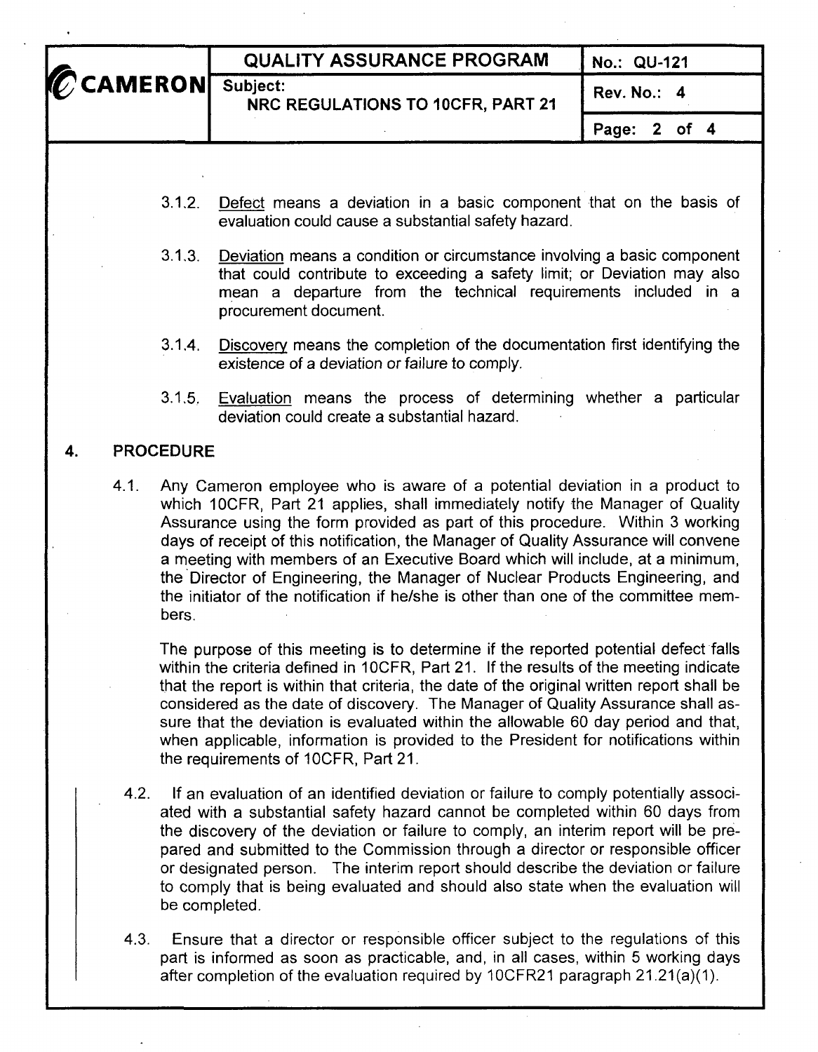3.1.2. Defect means a deviation in a basic component that on the basis of evaluation could cause a substantial safety hazard.

3.1.3. Deviation means a condition or circumstance involving a basic component that could contribute to exceeding a safety limit; or Deviation may also mean a departure from the technical requirements included in a procurement document.

3.1.4. Discovery means the completion of the documentation first identifying the existence of a deviation or failure to comply.

3.1.5. Evaluation means the process of determining whether a particular deviation could create a substantial hazard.

## 4. PROCEDURE

4.1. Any Cameron employee who is aware of a potential deviation in a product to which 10CFR, Part 21 applies, shall immediately notify the Manager of Quality Assurance using the form provided as part of this procedure. Within 3 working days of receipt of this notification, the Manager of Quality Assurance will convene a meeting with members of an Executive Board which will include, at a minimum, the Director of Engineering, the Manager of Nuclear Products Engineering, and the initiator of the notification if he/she is other than one of the committee members.

The purpose of this meeting is to determine if the reported potential defect falls within the criteria defined in 10CFR, Part 21. If the results of the meeting indicate that the report is within that criteria, the date of the original written report shall be considered as the date of discovery. The Manager of Quality Assurance shall assure that the deviation is evaluated within the allowable 60 day period and that, when applicable, information is provided to the President for notifications within the requirements of 10CFR, Part 21.

4.2. If an evaluation of an identified deviation or failure to comply potentially associated with a substantial safety hazard cannot be completed within 60 days from the discovery of the deviation or failure to comply, an interim report will be prepared and submitted to the Commission through a director or responsible officer or designated person. The interim report should describe the deviation or failure to comply that is being evaluated and should also state when the evaluation will be completed.

4.3. Ensure that a director or responsible officer subject to the regulations of this part is informed as soon as practicable, and, in all cases, within 5 working days after completion of the evaluation required by 10CFR21 paragraph 21.21(a)(1).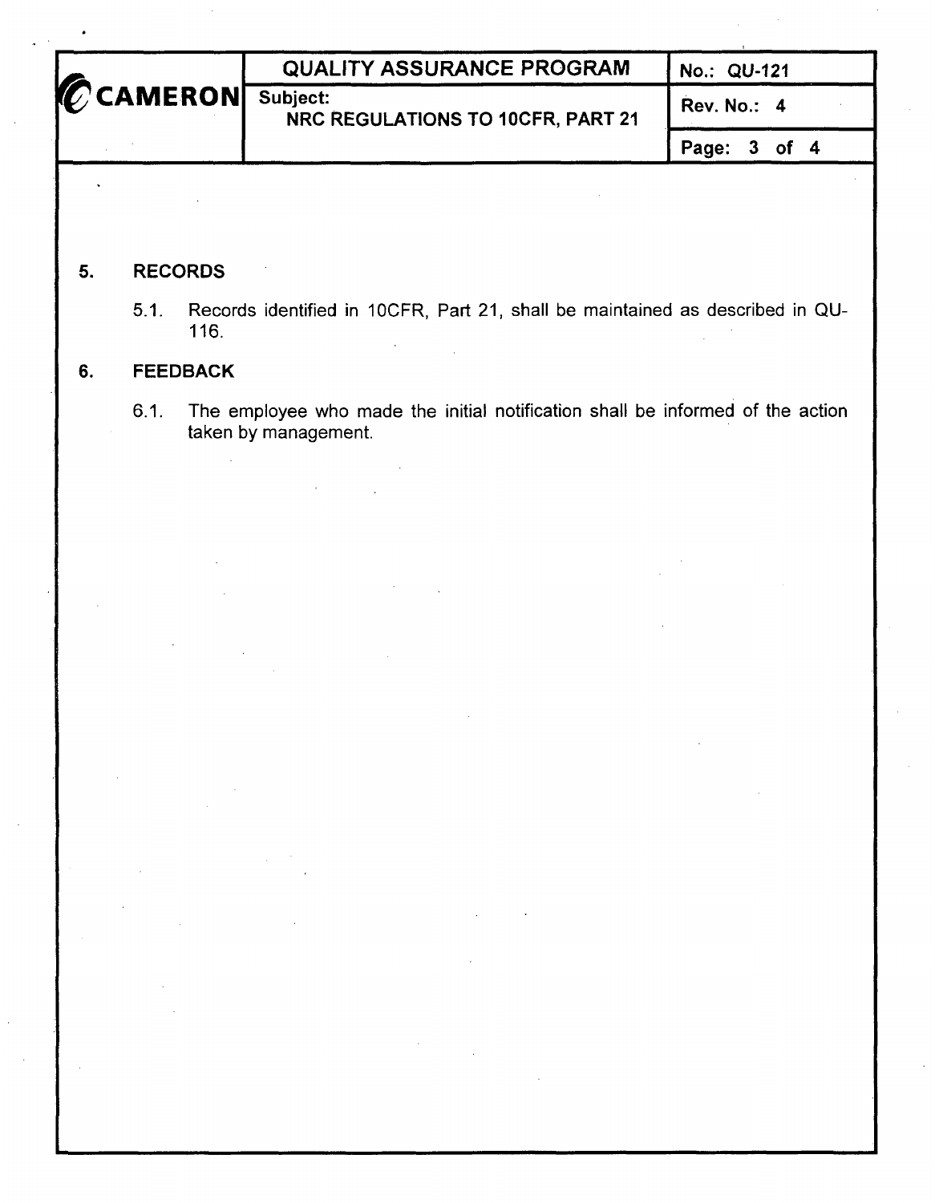## 5. RECORDS

5.1. Records identified in 10CFR, Part 21, shall be maintained as described in QU-116.

## 6. FEEDBACK

6.1. The employee who made the initial notification shall be informed of the action taken by management.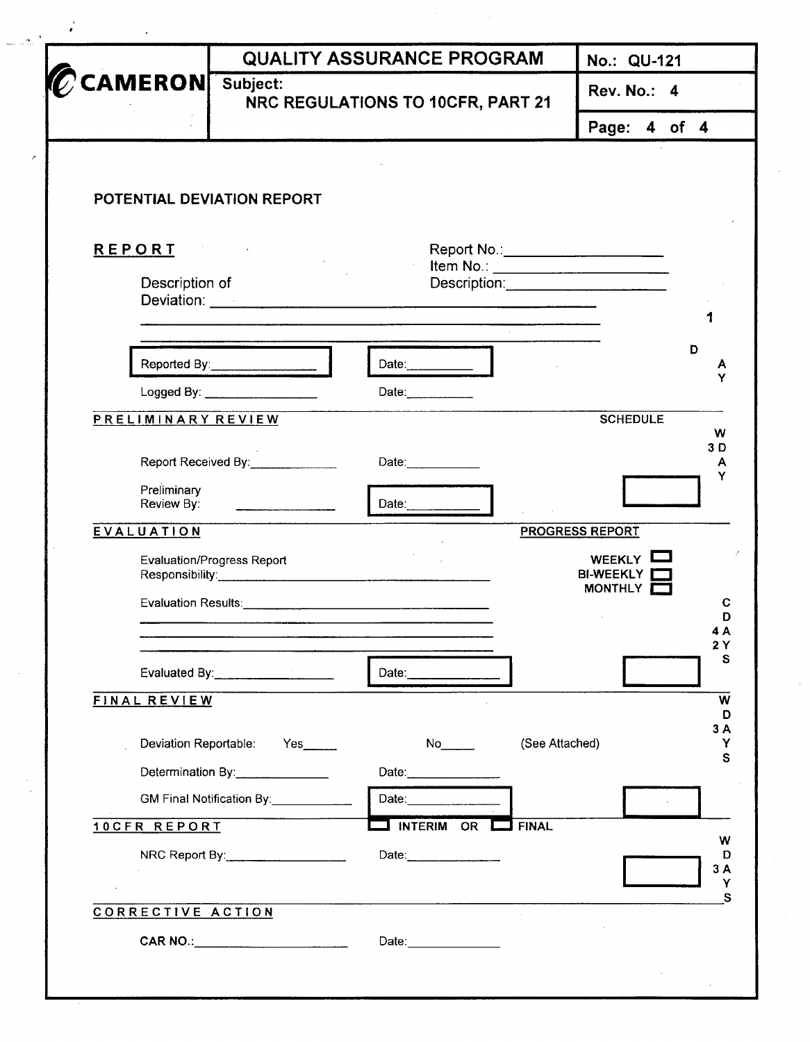# QUALITY ASSURANCE PROGRAM

**CAMERON**

**Subject:** NRC REGULATIONS TO 10CFR, PART 21

**No.:** QU-121

**Rev. No.:** 4

## POTENTIAL DEVIATION REPORT

### REPORT

Report No.:\_\_\_\_\_\_\_\_\_\_\_\_\_\_\_\_\_\_\_\_
Item No.: \_\_\_\_\_\_\_\_\_\_\_\_\_\_\_\_\_\_\_\_
Description:\_\_\_\_\_\_\_\_\_\_\_\_\_\_\_\_\_\_\_\_

Description of Deviation: \_\_\_\_\_\_\_\_\_\_\_\_\_\_\_\_\_\_\_\_\_\_\_\_\_\_\_\_\_\_\_\_\_\_\_\_\_\_\_\_\_\_\_\_

\_\_\_\_\_\_\_\_\_\_\_\_\_\_\_\_\_\_\_\_\_\_\_\_\_\_\_\_\_\_\_\_\_\_\_\_\_\_\_\_\_\_\_\_\_\_\_\_\_\_\_\_

\_\_\_\_\_\_\_\_\_\_\_\_\_\_\_\_\_\_\_\_\_\_\_\_\_\_\_\_\_\_\_\_\_\_\_\_\_\_\_\_\_\_\_\_\_\_\_\_\_\_\_\_

1 DAY

Reported By:\_\_\_\_\_\_\_\_\_\_\_\_\_\_\_ Date:\_\_\_\_\_\_\_\_\_\_

Logged By: \_\_\_\_\_\_\_\_\_\_\_\_\_\_\_ Date:\_\_\_\_\_\_\_\_\_\_

### PRELIMINARY REVIEW

SCHEDULE

3 WDAY

Report Received By:\_\_\_\_\_\_\_\_\_\_\_\_\_ Date:\_\_\_\_\_\_\_\_\_\_\_

Preliminary Review By: \_\_\_\_\_\_\_\_\_\_\_\_\_ Date:\_\_\_\_\_\_\_\_\_\_\_

### EVALUATION

PROGRESS REPORT

- WEEKLY ☐
- BI-WEEKLY ☐
- MONTHLY ☐

Evaluation/Progress Report Responsibility:\_\_\_\_\_\_\_\_\_\_\_\_\_\_\_\_\_\_\_\_\_\_\_\_\_\_\_\_\_\_\_\_\_\_\_\_\_\_

Evaluation Results:\_\_\_\_\_\_\_\_\_\_\_\_\_\_\_\_\_\_\_\_\_\_\_\_\_\_\_\_\_\_\_\_\_\_\_\_\_\_

\_\_\_\_\_\_\_\_\_\_\_\_\_\_\_\_\_\_\_\_\_\_\_\_\_\_\_\_\_\_\_\_\_\_\_\_\_\_\_\_\_\_\_\_\_\_\_\_\_\_\_\_

\_\_\_\_\_\_\_\_\_\_\_\_\_\_\_\_\_\_\_\_\_\_\_\_\_\_\_\_\_\_\_\_\_\_\_\_\_\_\_\_\_\_\_\_\_\_\_\_\_\_\_\_

\_\_\_\_\_\_\_\_\_\_\_\_\_\_\_\_\_\_\_\_\_\_\_\_\_\_\_\_\_\_\_\_\_\_\_\_\_\_\_\_\_\_\_\_\_\_\_\_\_\_\_\_

42 CDAYS

Evaluated By:\_\_\_\_\_\_\_\_\_\_\_\_\_\_\_\_\_ Date:\_\_\_\_\_\_\_\_\_\_\_\_\_

### FINAL REVIEW

3 WDAYS

Deviation Reportable: Yes\_\_\_\_\_ No\_\_\_\_\_ (See Attached)

Determination By:\_\_\_\_\_\_\_\_\_\_\_\_\_\_ Date:\_\_\_\_\_\_\_\_\_\_\_\_\_

GM Final Notification By:\_\_\_\_\_\_\_\_\_\_\_\_ Date:\_\_\_\_\_\_\_\_\_\_\_\_\_

### 10CFR REPORT

☐ INTERIM OR ☐ FINAL

3 WDAYS

NRC Report By:\_\_\_\_\_\_\_\_\_\_\_\_\_\_\_\_\_\_ Date:\_\_\_\_\_\_\_\_\_\_\_\_\_

### CORRECTIVE ACTION

CAR NO.:\_\_\_\_\_\_\_\_\_\_\_\_\_\_\_\_\_\_\_\_\_\_ Date:\_\_\_\_\_\_\_\_\_\_\_\_\_